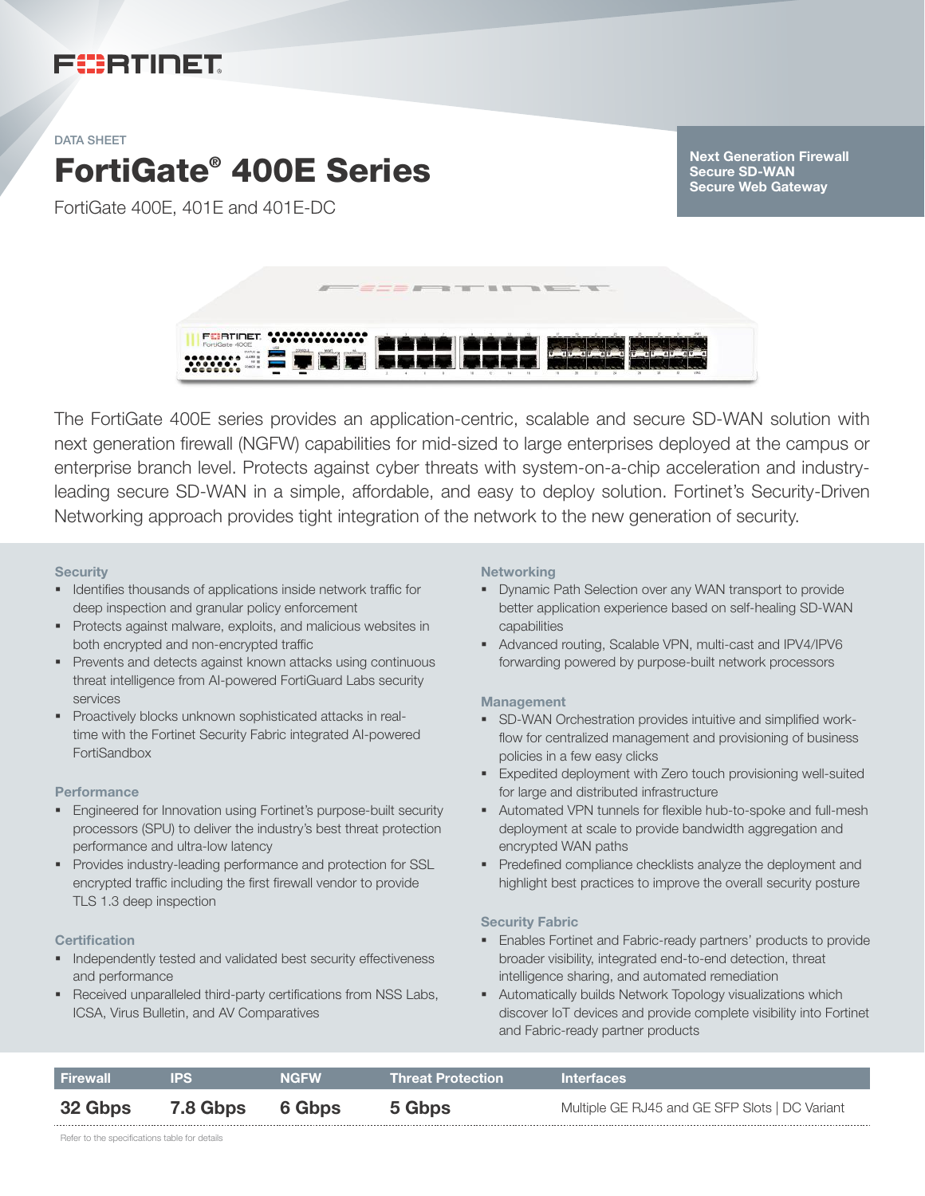DATA SHEET

# FortiGate® 400E Series

FortiGate 400E, 401E and 401E-DC

**Next Generation Firewall**
**Secure SD-WAN**
**Secure Web Gateway**

The FortiGate 400E series provides an application-centric, scalable and secure SD-WAN solution with next generation firewall (NGFW) capabilities for mid-sized to large enterprises deployed at the campus or enterprise branch level. Protects against cyber threats with system-on-a-chip acceleration and industry-leading secure SD-WAN in a simple, affordable, and easy to deploy solution. Fortinet's Security-Driven Networking approach provides tight integration of the network to the new generation of security.

### Security

- Identifies thousands of applications inside network traffic for deep inspection and granular policy enforcement
- Protects against malware, exploits, and malicious websites in both encrypted and non-encrypted traffic
- Prevents and detects against known attacks using continuous threat intelligence from AI-powered FortiGuard Labs security services
- Proactively blocks unknown sophisticated attacks in real-time with the Fortinet Security Fabric integrated AI-powered FortiSandbox

### Performance

- Engineered for Innovation using Fortinet's purpose-built security processors (SPU) to deliver the industry's best threat protection performance and ultra-low latency
- Provides industry-leading performance and protection for SSL encrypted traffic including the first firewall vendor to provide TLS 1.3 deep inspection

### Certification

- Independently tested and validated best security effectiveness and performance
- Received unparalleled third-party certifications from NSS Labs, ICSA, Virus Bulletin, and AV Comparatives

### Networking

- Dynamic Path Selection over any WAN transport to provide better application experience based on self-healing SD-WAN capabilities
- Advanced routing, Scalable VPN, multi-cast and IPV4/IPV6 forwarding powered by purpose-built network processors

### Management

- SD-WAN Orchestration provides intuitive and simplified work-flow for centralized management and provisioning of business policies in a few easy clicks
- Expedited deployment with Zero touch provisioning well-suited for large and distributed infrastructure
- Automated VPN tunnels for flexible hub-to-spoke and full-mesh deployment at scale to provide bandwidth aggregation and encrypted WAN paths
- Predefined compliance checklists analyze the deployment and highlight best practices to improve the overall security posture

### Security Fabric

- Enables Fortinet and Fabric-ready partners' products to provide broader visibility, integrated end-to-end detection, threat intelligence sharing, and automated remediation
- Automatically builds Network Topology visualizations which discover IoT devices and provide complete visibility into Fortinet and Fabric-ready partner products

| Firewall | IPS | NGFW | Threat Protection | Interfaces |
|---|---|---|---|---|
| **32 Gbps** | **7.8 Gbps** | **6 Gbps** | **5 Gbps** | Multiple GE RJ45 and GE SFP Slots \| DC Variant |

Refer to the specifications table for details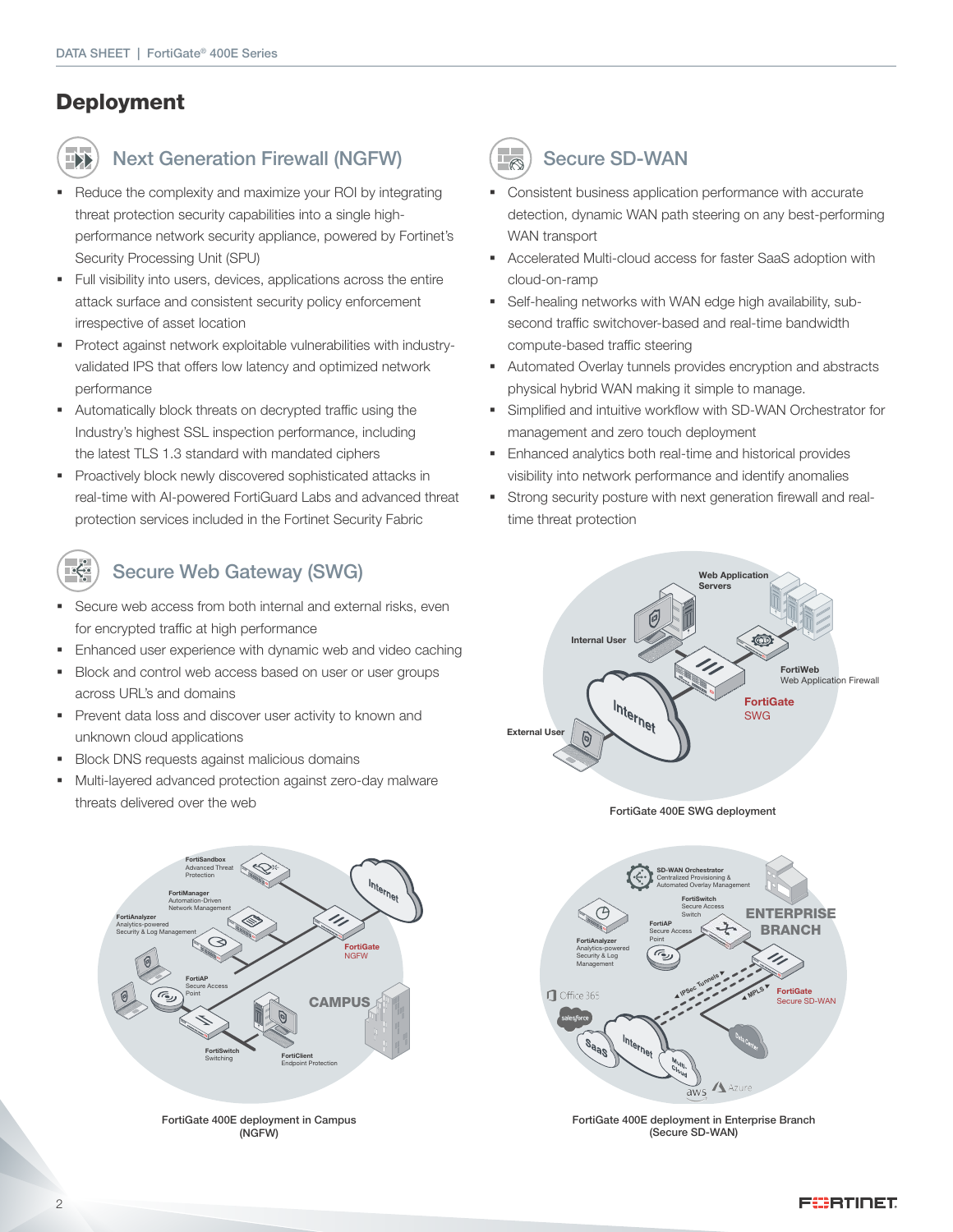# Deployment

## Next Generation Firewall (NGFW)

- Reduce the complexity and maximize your ROI by integrating threat protection security capabilities into a single high-performance network security appliance, powered by Fortinet's Security Processing Unit (SPU)
- Full visibility into users, devices, applications across the entire attack surface and consistent security policy enforcement irrespective of asset location
- Protect against network exploitable vulnerabilities with industry-validated IPS that offers low latency and optimized network performance
- Automatically block threats on decrypted traffic using the Industry's highest SSL inspection performance, including the latest TLS 1.3 standard with mandated ciphers
- Proactively block newly discovered sophisticated attacks in real-time with AI-powered FortiGuard Labs and advanced threat protection services included in the Fortinet Security Fabric

## Secure Web Gateway (SWG)

- Secure web access from both internal and external risks, even for encrypted traffic at high performance
- Enhanced user experience with dynamic web and video caching
- Block and control web access based on user or user groups across URL's and domains
- Prevent data loss and discover user activity to known and unknown cloud applications
- Block DNS requests against malicious domains
- Multi-layered advanced protection against zero-day malware threats delivered over the web

## Secure SD-WAN

- Consistent business application performance with accurate detection, dynamic WAN path steering on any best-performing WAN transport
- Accelerated Multi-cloud access for faster SaaS adoption with cloud-on-ramp
- Self-healing networks with WAN edge high availability, sub-second traffic switchover-based and real-time bandwidth compute-based traffic steering
- Automated Overlay tunnels provides encryption and abstracts physical hybrid WAN making it simple to manage.
- Simplified and intuitive workflow with SD-WAN Orchestrator for management and zero touch deployment
- Enhanced analytics both real-time and historical provides visibility into network performance and identify anomalies
- Strong security posture with next generation firewall and real-time threat protection

FortiGate 400E SWG deployment

FortiGate 400E deployment in Campus (NGFW)

FortiGate 400E deployment in Enterprise Branch (Secure SD-WAN)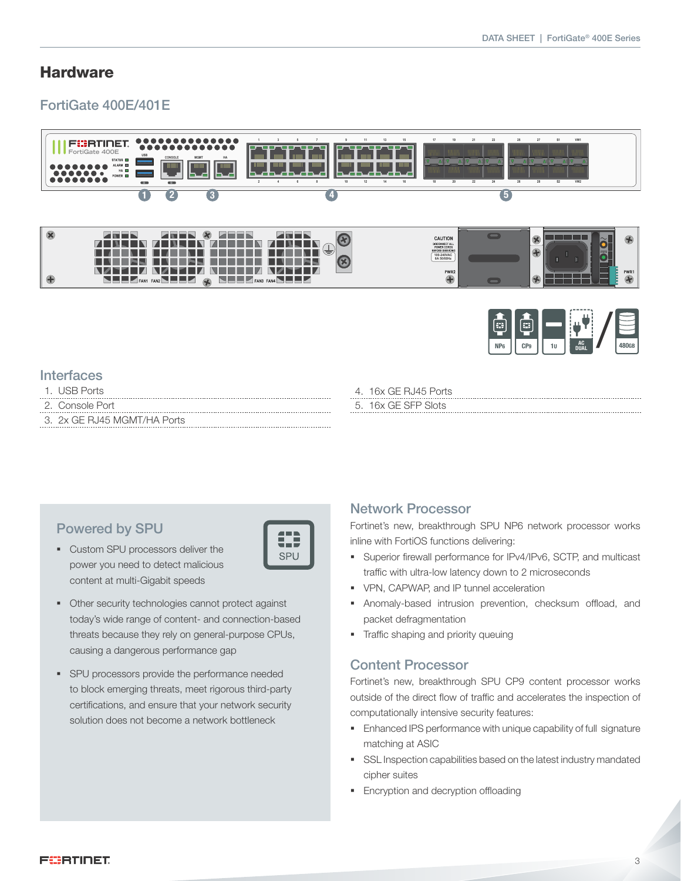# Hardware

## FortiGate 400E/401E

NP6 CP9 1U AC DUAL 480GB

### Interfaces

1. USB Ports
2. Console Port
3. 2x GE RJ45 MGMT/HA Ports
4. 16x GE RJ45 Ports
5. 16x GE SFP Slots

### Powered by SPU

- Custom SPU processors deliver the power you need to detect malicious content at multi-Gigabit speeds
- Other security technologies cannot protect against today's wide range of content- and connection-based threats because they rely on general-purpose CPUs, causing a dangerous performance gap
- SPU processors provide the performance needed to block emerging threats, meet rigorous third-party certifications, and ensure that your network security solution does not become a network bottleneck

### Network Processor

Fortinet's new, breakthrough SPU NP6 network processor works inline with FortiOS functions delivering:

- Superior firewall performance for IPv4/IPv6, SCTP, and multicast traffic with ultra-low latency down to 2 microseconds
- VPN, CAPWAP, and IP tunnel acceleration
- Anomaly-based intrusion prevention, checksum offload, and packet defragmentation
- Traffic shaping and priority queuing

### Content Processor

Fortinet's new, breakthrough SPU CP9 content processor works outside of the direct flow of traffic and accelerates the inspection of computationally intensive security features:

- Enhanced IPS performance with unique capability of full signature matching at ASIC
- SSL Inspection capabilities based on the latest industry mandated cipher suites
- Encryption and decryption offloading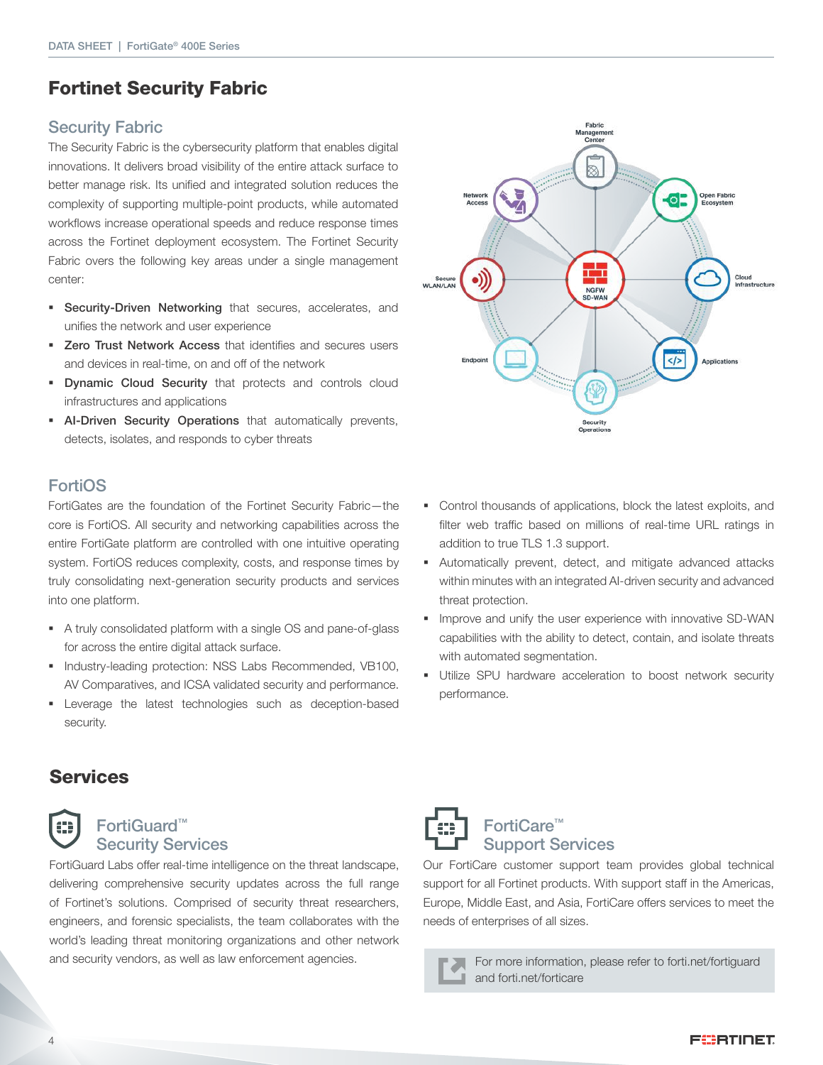# Fortinet Security Fabric

## Security Fabric

The Security Fabric is the cybersecurity platform that enables digital innovations. It delivers broad visibility of the entire attack surface to better manage risk. Its unified and integrated solution reduces the complexity of supporting multiple-point products, while automated workflows increase operational speeds and reduce response times across the Fortinet deployment ecosystem. The Fortinet Security Fabric overs the following key areas under a single management center:

- **Security-Driven Networking** that secures, accelerates, and unifies the network and user experience
- **Zero Trust Network Access** that identifies and secures users and devices in real-time, on and off of the network
- **Dynamic Cloud Security** that protects and controls cloud infrastructures and applications
- **AI-Driven Security Operations** that automatically prevents, detects, isolates, and responds to cyber threats

## FortiOS

FortiGates are the foundation of the Fortinet Security Fabric—the core is FortiOS. All security and networking capabilities across the entire FortiGate platform are controlled with one intuitive operating system. FortiOS reduces complexity, costs, and response times by truly consolidating next-generation security products and services into one platform.

- A truly consolidated platform with a single OS and pane-of-glass for across the entire digital attack surface.
- Industry-leading protection: NSS Labs Recommended, VB100, AV Comparatives, and ICSA validated security and performance.
- Leverage the latest technologies such as deception-based security.
- Control thousands of applications, block the latest exploits, and filter web traffic based on millions of real-time URL ratings in addition to true TLS 1.3 support.
- Automatically prevent, detect, and mitigate advanced attacks within minutes with an integrated AI-driven security and advanced threat protection.
- Improve and unify the user experience with innovative SD-WAN capabilities with the ability to detect, contain, and isolate threats with automated segmentation.
- Utilize SPU hardware acceleration to boost network security performance.

# Services

## FortiGuard™ Security Services

FortiGuard Labs offer real-time intelligence on the threat landscape, delivering comprehensive security updates across the full range of Fortinet's solutions. Comprised of security threat researchers, engineers, and forensic specialists, the team collaborates with the world's leading threat monitoring organizations and other network and security vendors, as well as law enforcement agencies.

## FortiCare™ Support Services

Our FortiCare customer support team provides global technical support for all Fortinet products. With support staff in the Americas, Europe, Middle East, and Asia, FortiCare offers services to meet the needs of enterprises of all sizes.

For more information, please refer to forti.net/fortiguard and forti.net/forticare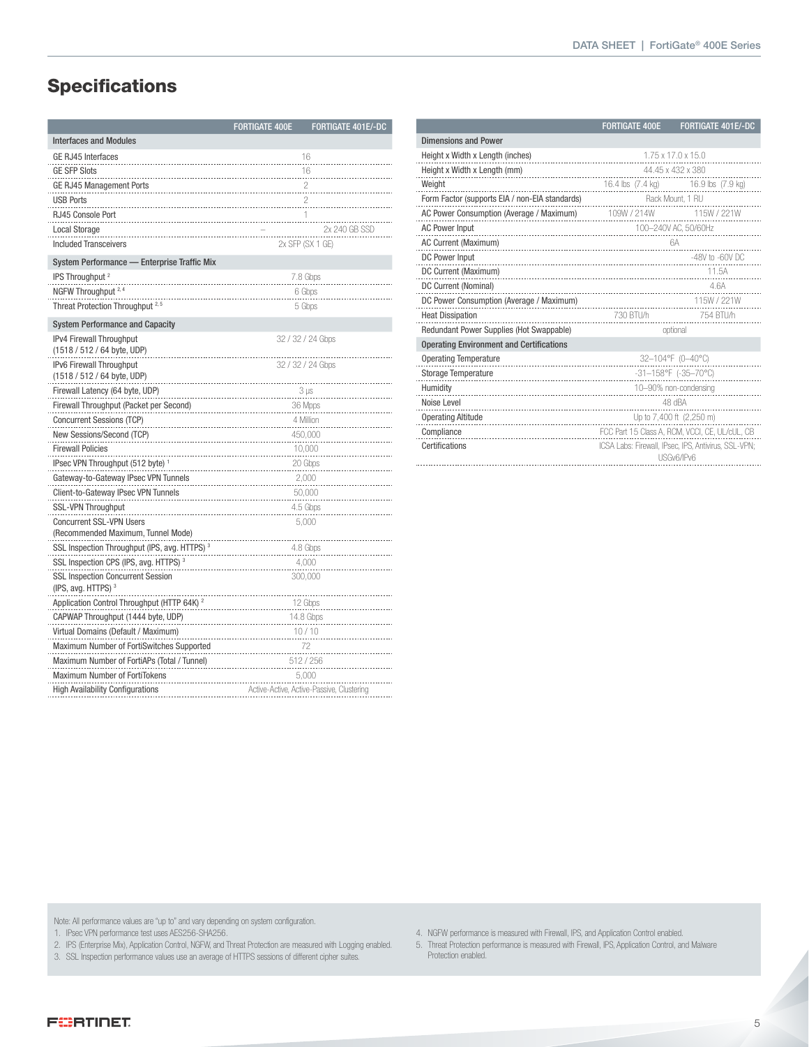## Specifications

| | FORTIGATE 400E | FORTIGATE 401E/-DC |
|---|---|---|
| **Interfaces and Modules** | | |
| GE RJ45 Interfaces | 16 | |
| GE SFP Slots | 16 | |
| GE RJ45 Management Ports | 2 | |
| USB Ports | 2 | |
| RJ45 Console Port | 1 | |
| Local Storage | – | 2x 240 GB SSD |
| Included Transceivers | 2x SFP (SX 1 GE) | |
| **System Performance — Enterprise Traffic Mix** | | |
| IPS Throughput [2] | 7.8 Gbps | |
| NGFW Throughput [2, 4] | 6 Gbps | |
| Threat Protection Throughput [2, 5] | 5 Gbps | |
| **System Performance and Capacity** | | |
| IPv4 Firewall Throughput (1518 / 512 / 64 byte, UDP) | 32 / 32 / 24 Gbps | |
| IPv6 Firewall Throughput (1518 / 512 / 64 byte, UDP) | 32 / 32 / 24 Gbps | |
| Firewall Latency (64 byte, UDP) | 3 μs | |
| Firewall Throughput (Packet per Second) | 36 Mpps | |
| Concurrent Sessions (TCP) | 4 Million | |
| New Sessions/Second (TCP) | 450,000 | |
| Firewall Policies | 10,000 | |
| IPsec VPN Throughput (512 byte) [1] | 20 Gbps | |
| Gateway-to-Gateway IPsec VPN Tunnels | 2,000 | |
| Client-to-Gateway IPsec VPN Tunnels | 50,000 | |
| SSL-VPN Throughput | 4.5 Gbps | |
| Concurrent SSL-VPN Users (Recommended Maximum, Tunnel Mode) | 5,000 | |
| SSL Inspection Throughput (IPS, avg. HTTPS) [3] | 4.8 Gbps | |
| SSL Inspection CPS (IPS, avg. HTTPS) [3] | 4,000 | |
| SSL Inspection Concurrent Session (IPS, avg. HTTPS) [3] | 300,000 | |
| Application Control Throughput (HTTP 64K) [2] | 12 Gbps | |
| CAPWAP Throughput (1444 byte, UDP) | 14.8 Gbps | |
| Virtual Domains (Default / Maximum) | 10 / 10 | |
| Maximum Number of FortiSwitches Supported | 72 | |
| Maximum Number of FortiAPs (Total / Tunnel) | 512 / 256 | |
| Maximum Number of FortiTokens | 5,000 | |
| High Availability Configurations | Active-Active, Active-Passive, Clustering | |

| | FORTIGATE 400E | FORTIGATE 401E/-DC |
|---|---|---|
| **Dimensions and Power** | | |
| Height x Width x Length (inches) | 1.75 x 17.0 x 15.0 | |
| Height x Width x Length (mm) | 44.45 x 432 x 380 | |
| Weight | 16.4 lbs (7.4 kg) | 16.9 lbs (7.9 kg) |
| Form Factor (supports EIA / non-EIA standards) | Rack Mount, 1 RU | |
| AC Power Consumption (Average / Maximum) | 109W / 214W | 115W / 221W |
| AC Power Input | 100–240V AC, 50/60Hz | |
| AC Current (Maximum) | 6A | |
| DC Power Input | | -48V to -60V DC |
| DC Current (Maximum) | | 11.5A |
| DC Current (Nominal) | | 4.6A |
| DC Power Consumption (Average / Maximum) | | 115W / 221W |
| Heat Dissipation | 730 BTU/h | 754 BTU/h |
| Redundant Power Supplies (Hot Swappable) | optional | |
| **Operating Environment and Certifications** | | |
| Operating Temperature | 32–104°F (0–40°C) | |
| Storage Temperature | -31–158°F (-35–70°C) | |
| Humidity | 10–90% non-condensing | |
| Noise Level | 48 dBA | |
| Operating Altitude | Up to 7,400 ft (2,250 m) | |
| Compliance | FCC Part 15 Class A, RCM, VCCI, CE, UL/cUL, CB | |
| Certifications | ICSA Labs: Firewall, IPsec, IPS, Antivirus, SSL-VPN; USGv6/IPv6 | |

Note: All performance values are "up to" and vary depending on system configuration.

1. IPsec VPN performance test uses AES256-SHA256.
2. IPS (Enterprise Mix), Application Control, NGFW, and Threat Protection are measured with Logging enabled.
3. SSL Inspection performance values use an average of HTTPS sessions of different cipher suites.
4. NGFW performance is measured with Firewall, IPS, and Application Control enabled.
5. Threat Protection performance is measured with Firewall, IPS, Application Control, and Malware Protection enabled.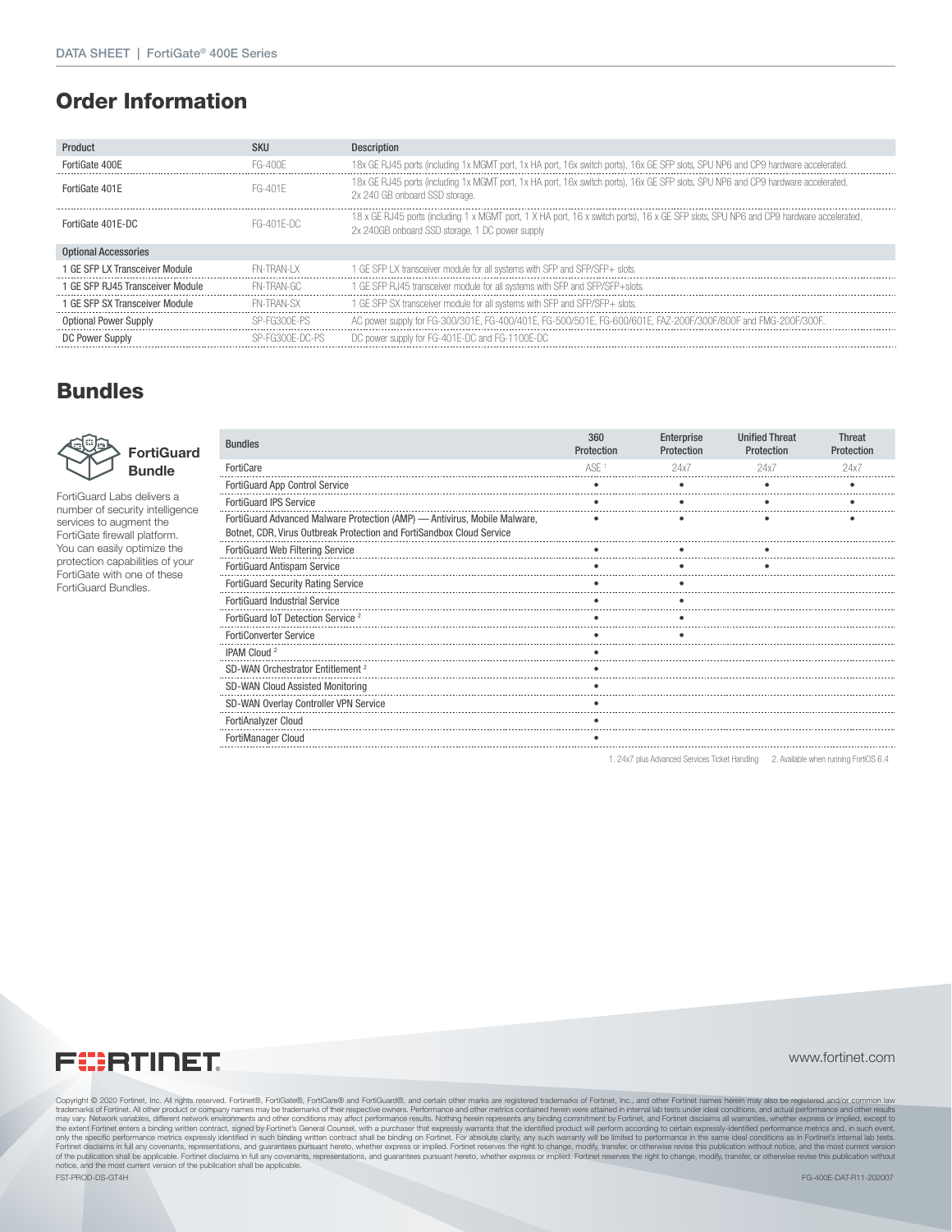## Order Information

| Product | SKU | Description |
|---|---|---|
| FortiGate 400E | FG-400E | 18x GE RJ45 ports (including 1x MGMT port, 1x HA port, 16x switch ports), 16x GE SFP slots, SPU NP6 and CP9 hardware accelerated. |
| FortiGate 401E | FG-401E | 18x GE RJ45 ports (including 1x MGMT port, 1x HA port, 16x switch ports), 16x GE SFP slots, SPU NP6 and CP9 hardware accelerated, 2x 240 GB onboard SSD storage. |
| FortiGate 401E-DC | FG-401E-DC | 18 x GE RJ45 ports (including 1 x MGMT port, 1 X HA port, 16 x switch ports), 16 x GE SFP slots, SPU NP6 and CP9 hardware accelerated, 2x 240GB onboard SSD storage, 1 DC power supply |
| **Optional Accessories** | | |
| 1 GE SFP LX Transceiver Module | FN-TRAN-LX | 1 GE SFP LX transceiver module for all systems with SFP and SFP/SFP+ slots. |
| 1 GE SFP RJ45 Transceiver Module | FN-TRAN-GC | 1 GE SFP RJ45 transceiver module for all systems with SFP and SFP/SFP+slots. |
| 1 GE SFP SX Transceiver Module | FN-TRAN-SX | 1 GE SFP SX transceiver module for all systems with SFP and SFP/SFP+ slots. |
| Optional Power Supply | SP-FG300E-PS | AC power supply for FG-300/301E, FG-400/401E, FG-500/501E, FG-600/601E, FAZ-200F/300F/800F and FMG-200F/300F. |
| DC Power Supply | SP-FG300E-DC-PS | DC power supply for FG-401E-DC and FG-1100E-DC |

## Bundles

**FortiGuard Bundle**

FortiGuard Labs delivers a number of security intelligence services to augment the FortiGate firewall platform. You can easily optimize the protection capabilities of your FortiGate with one of these FortiGuard Bundles.

| Bundles | 360 Protection | Enterprise Protection | Unified Threat Protection | Threat Protection |
|---|---|---|---|---|
| FortiCare | ASE [1] | 24x7 | 24x7 | 24x7 |
| FortiGuard App Control Service | • | • | • | • |
| FortiGuard IPS Service | • | • | • | • |
| FortiGuard Advanced Malware Protection (AMP) — Antivirus, Mobile Malware, Botnet, CDR, Virus Outbreak Protection and FortiSandbox Cloud Service | • | • | • | • |
| FortiGuard Web Filtering Service | • | • | • | |
| FortiGuard Antispam Service | • | • | • | |
| FortiGuard Security Rating Service | • | • | | |
| FortiGuard Industrial Service | • | • | | |
| FortiGuard IoT Detection Service [2] | • | • | | |
| FortiConverter Service | • | • | | |
| IPAM Cloud [2] | • | | | |
| SD-WAN Orchestrator Entitlement [2] | • | | | |
| SD-WAN Cloud Assisted Monitoring | • | | | |
| SD-WAN Overlay Controller VPN Service | • | | | |
| FortiAnalyzer Cloud | • | | | |
| FortiManager Cloud | • | | | |

1. 24x7 plus Advanced Services Ticket Handling 2. Available when running FortiOS 6.4

www.fortinet.com

Copyright © 2020 Fortinet, Inc. All rights reserved. Fortinet®, FortiGate®, FortiCare® and FortiGuard®, and certain other marks are registered trademarks of Fortinet, Inc., and other Fortinet names herein may also be registered and/or common law trademarks of Fortinet. All other product or company names may be trademarks of their respective owners. Performance and other metrics contained herein were attained in internal lab tests under ideal conditions, and actual performance and other results may vary. Network variables, different network environments and other conditions may affect performance results. Nothing herein represents any binding commitment by Fortinet, and Fortinet disclaims all warranties, whether express or implied, except to the extent Fortinet enters a binding written contract, signed by Fortinet's General Counsel, with a purchaser that expressly warrants that the identified product will perform according to certain expressly-identified performance metrics and, in such event, only the specific performance metrics expressly identified in such binding written contract shall be binding on Fortinet. For absolute clarity, any such warranty will be limited to performance in the same ideal conditions as in Fortinet's internal lab tests. Fortinet disclaims in full any covenants, representations, and guarantees pursuant hereto, whether express or implied. Fortinet reserves the right to change, modify, transfer, or otherwise revise this publication without notice, and the most current version of the publication shall be applicable. Fortinet disclaims in full any covenants, representations, and guarantees pursuant hereto, whether express or implied. Fortinet reserves the right to change, modify, transfer, or otherwise revise this publication without notice, and the most current version of the publication shall be applicable.

FST-PROD-DS-GT4H

FG-400E-DAT-R11-202007